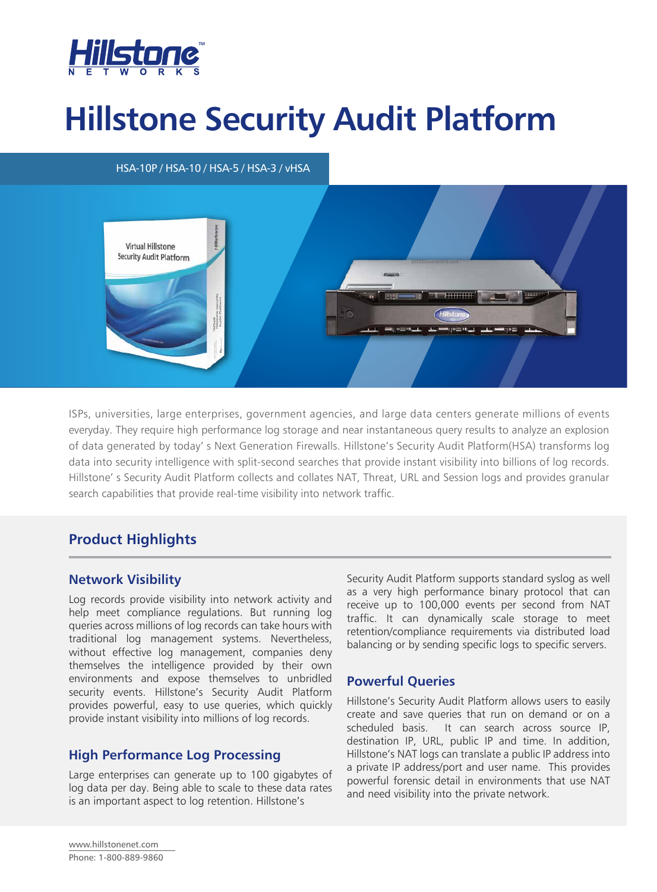# Hillstone Security Audit Platform

HSA-10P / HSA-10 / HSA-5 / HSA-3 / vHSA

ISPs, universities, large enterprises, government agencies, and large data centers generate millions of events everyday. They require high performance log storage and near instantaneous query results to analyze an explosion of data generated by today' s Next Generation Firewalls. Hillstone's Security Audit Platform(HSA) transforms log data into security intelligence with split-second searches that provide instant visibility into billions of log records. Hillstone' s Security Audit Platform collects and collates NAT, Threat, URL and Session logs and provides granular search capabilities that provide real-time visibility into network traffic.

## Product Highlights

### Network Visibility

Log records provide visibility into network activity and help meet compliance regulations. But running log queries across millions of log records can take hours with traditional log management systems. Nevertheless, without effective log management, companies deny themselves the intelligence provided by their own environments and expose themselves to unbridled security events. Hillstone's Security Audit Platform provides powerful, easy to use queries, which quickly provide instant visibility into millions of log records.

### High Performance Log Processing

Large enterprises can generate up to 100 gigabytes of log data per day. Being able to scale to these data rates is an important aspect to log retention. Hillstone's Security Audit Platform supports standard syslog as well as a very high performance binary protocol that can receive up to 100,000 events per second from NAT traffic. It can dynamically scale storage to meet retention/compliance requirements via distributed load balancing or by sending specific logs to specific servers.

### Powerful Queries

Hillstone's Security Audit Platform allows users to easily create and save queries that run on demand or on a scheduled basis. It can search across source IP, destination IP, URL, public IP and time. In addition, Hillstone's NAT logs can translate a public IP address into a private IP address/port and user name. This provides powerful forensic detail in environments that use NAT and need visibility into the private network.

www.hillstonenet.com
Phone: 1-800-889-9860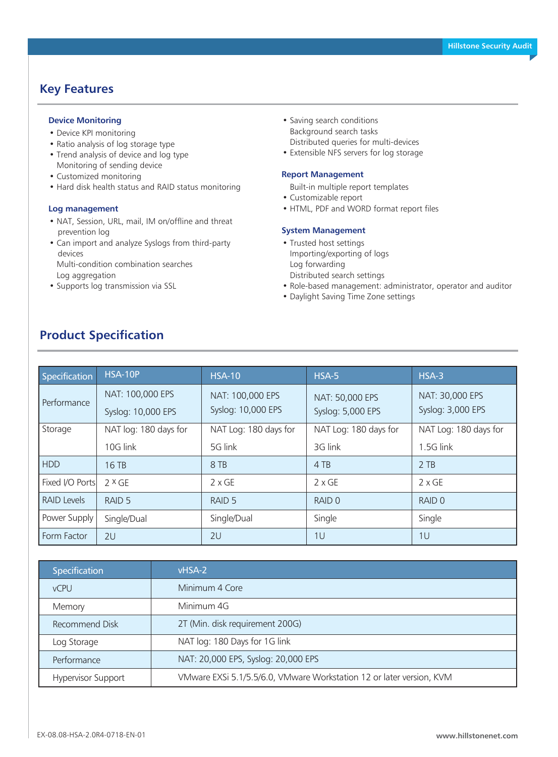## Key Features

### Device Monitoring

- Device KPI monitoring
- Ratio analysis of log storage type
- Trend analysis of device and log type
  Monitoring of sending device
- Customized monitoring
- Hard disk health status and RAID status monitoring

### Log management

- NAT, Session, URL, mail, IM on/offline and threat prevention log
- Can import and analyze Syslogs from third-party devices
  Multi-condition combination searches
  Log aggregation
- Supports log transmission via SSL
- Saving search conditions
  Background search tasks
  Distributed queries for multi-devices
- Extensible NFS servers for log storage

### Report Management

- Built-in multiple report templates
- Customizable report
- HTML, PDF and WORD format report files

### System Management

- Trusted host settings
  Importing/exporting of logs
  Log forwarding
  Distributed search settings
- Role-based management: administrator, operator and auditor
- Daylight Saving Time Zone settings

## Product Specification

| Specification | HSA-10P | HSA-10 | HSA-5 | HSA-3 |
|---|---|---|---|---|
| Performance | NAT: 100,000 EPS<br>Syslog: 10,000 EPS | NAT: 100,000 EPS<br>Syslog: 10,000 EPS | NAT: 50,000 EPS<br>Syslog: 5,000 EPS | NAT: 30,000 EPS<br>Syslog: 3,000 EPS |
| Storage | NAT log: 180 days for 10G link | NAT Log: 180 days for 5G link | NAT Log: 180 days for 3G link | NAT Log: 180 days for 1.5G link |
| HDD | 16 TB | 8 TB | 4 TB | 2 TB |
| Fixed I/O Ports | 2 x GE | 2 x GE | 2 x GE | 2 x GE |
| RAID Levels | RAID 5 | RAID 5 | RAID 0 | RAID 0 |
| Power Supply | Single/Dual | Single/Dual | Single | Single |
| Form Factor | 2U | 2U | 1U | 1U |

| Specification | vHSA-2 |
|---|---|
| vCPU | Minimum 4 Core |
| Memory | Minimum 4G |
| Recommend Disk | 2T (Min. disk requirement 200G) |
| Log Storage | NAT log: 180 Days for 1G link |
| Performance | NAT: 20,000 EPS, Syslog: 20,000 EPS |
| Hypervisor Support | VMware EXSi 5.1/5.5/6.0, VMware Workstation 12 or later version, KVM |

EX-08.08-HSA-2.0R4-0718-EN-01

www.hillstonenet.com